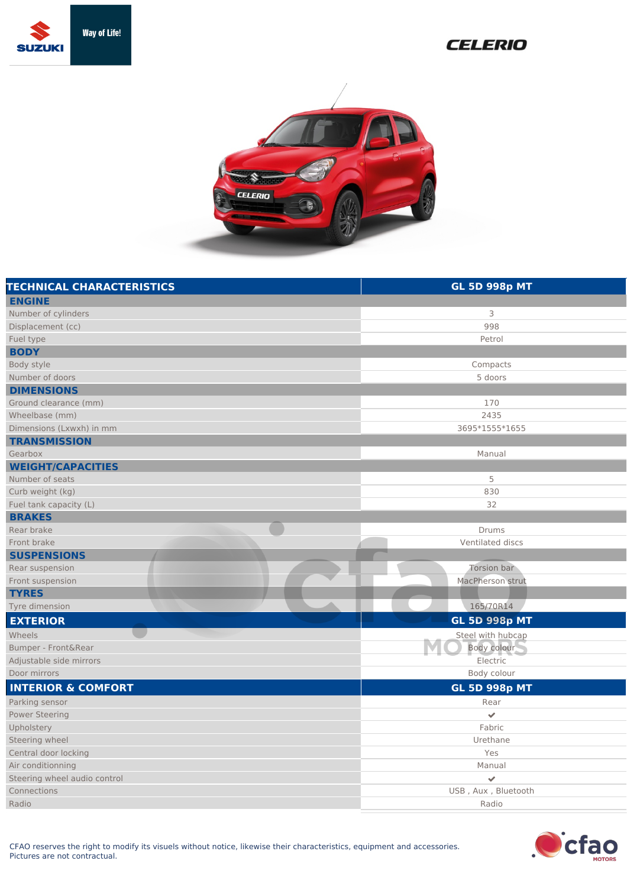SUZUKI Way of Life!

CELERIO

| TECHNICAL CHARACTERISTICS | GL 5D 998p MT |
| --- | --- |
| **ENGINE** | |
| Number of cylinders | 3 |
| Displacement (cc) | 998 |
| Fuel type | Petrol |
| **BODY** | |
| Body style | Compacts |
| Number of doors | 5 doors |
| **DIMENSIONS** | |
| Ground clearance (mm) | 170 |
| Wheelbase (mm) | 2435 |
| Dimensions (Lxwxh) in mm | 3695*1555*1655 |
| **TRANSMISSION** | |
| Gearbox | Manual |
| **WEIGHT/CAPACITIES** | |
| Number of seats | 5 |
| Curb weight (kg) | 830 |
| Fuel tank capacity (L) | 32 |
| **BRAKES** | |
| Rear brake | Drums |
| Front brake | Ventilated discs |
| **SUSPENSIONS** | |
| Rear suspension | Torsion bar |
| Front suspension | MacPherson strut |
| **TYRES** | |
| Tyre dimension | 165/70R14 |

| EXTERIOR | GL 5D 998p MT |
| --- | --- |
| Wheels | Steel with hubcap |
| Bumper - Front&Rear | Body colour |
| Adjustable side mirrors | Electric |
| Door mirrors | Body colour |

| INTERIOR & COMFORT | GL 5D 998p MT |
| --- | --- |
| Parking sensor | Rear |
| Power Steering | ✔ |
| Upholstery | Fabric |
| Steering wheel | Urethane |
| Central door locking | Yes |
| Air conditioning | Manual |
| Steering wheel audio control | ✔ |
| Connections | USB , Aux , Bluetooth |
| Radio | Radio |

CFAO reserves the right to modify its visuals without notice, likewise their characteristics, equipment and accessories.
Pictures are not contractual.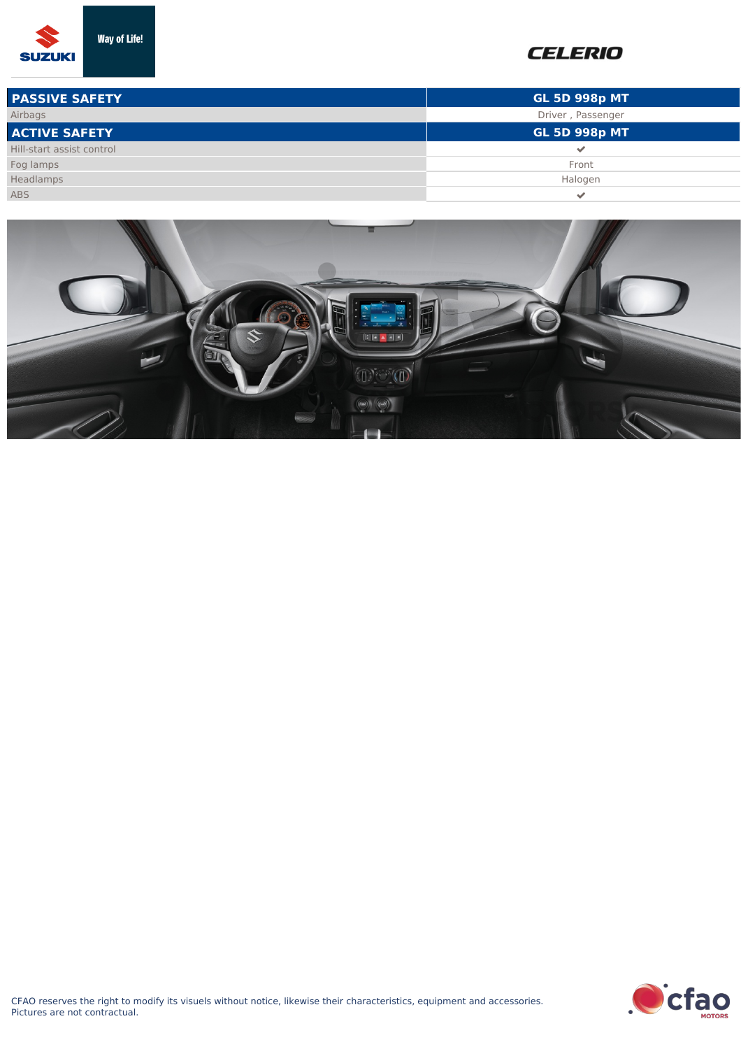| PASSIVE SAFETY | GL 5D 998p MT |
|---|---|
| Airbags | Driver , Passenger |
| **ACTIVE SAFETY** | **GL 5D 998p MT** |
| Hill-start assist control | ✔ |
| Fog lamps | Front |
| Headlamps | Halogen |
| ABS | ✔ |

CFAO reserves the right to modify its visuels without notice, likewise their characteristics, equipment and accessories.
Pictures are not contractual.